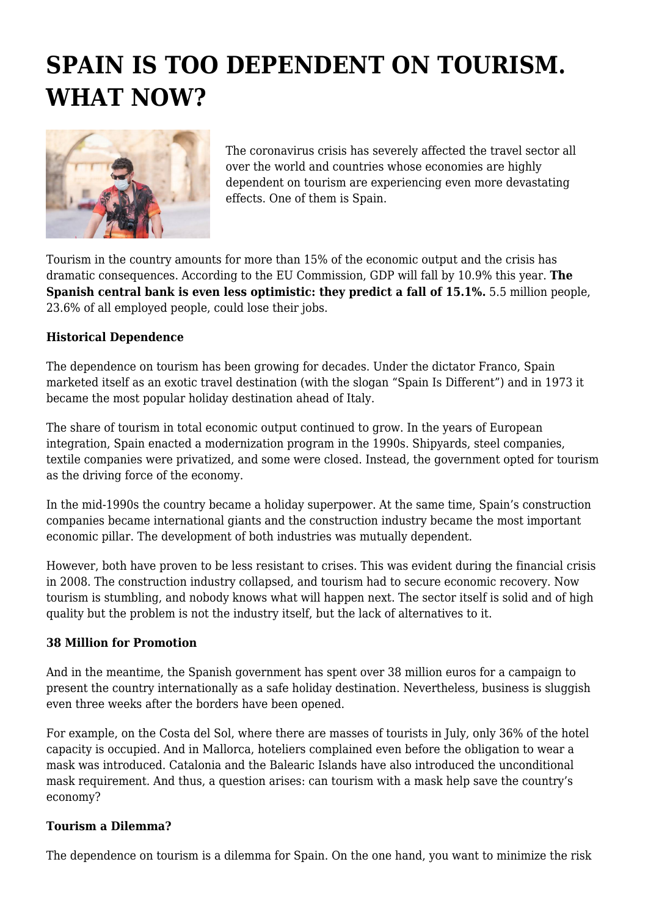# SPAIN IS TOO DEPENDENT ON TOURISM. WHAT NOW?

The coronavirus crisis has severely affected the travel sector all over the world and countries whose economies are highly dependent on tourism are experiencing even more devastating effects. One of them is Spain.

Tourism in the country amounts for more than 15% of the economic output and the crisis has dramatic consequences. According to the EU Commission, GDP will fall by 10.9% this year. **The Spanish central bank is even less optimistic: they predict a fall of 15.1%.** 5.5 million people, 23.6% of all employed people, could lose their jobs.

**Historical Dependence**

The dependence on tourism has been growing for decades. Under the dictator Franco, Spain marketed itself as an exotic travel destination (with the slogan "Spain Is Different") and in 1973 it became the most popular holiday destination ahead of Italy.

The share of tourism in total economic output continued to grow. In the years of European integration, Spain enacted a modernization program in the 1990s. Shipyards, steel companies, textile companies were privatized, and some were closed. Instead, the government opted for tourism as the driving force of the economy.

In the mid-1990s the country became a holiday superpower. At the same time, Spain's construction companies became international giants and the construction industry became the most important economic pillar. The development of both industries was mutually dependent.

However, both have proven to be less resistant to crises. This was evident during the financial crisis in 2008. The construction industry collapsed, and tourism had to secure economic recovery. Now tourism is stumbling, and nobody knows what will happen next. The sector itself is solid and of high quality but the problem is not the industry itself, but the lack of alternatives to it.

**38 Million for Promotion**

And in the meantime, the Spanish government has spent over 38 million euros for a campaign to present the country internationally as a safe holiday destination. Nevertheless, business is sluggish even three weeks after the borders have been opened.

For example, on the Costa del Sol, where there are masses of tourists in July, only 36% of the hotel capacity is occupied. And in Mallorca, hoteliers complained even before the obligation to wear a mask was introduced. Catalonia and the Balearic Islands have also introduced the unconditional mask requirement. And thus, a question arises: can tourism with a mask help save the country's economy?

**Tourism a Dilemma?**

The dependence on tourism is a dilemma for Spain. On the one hand, you want to minimize the risk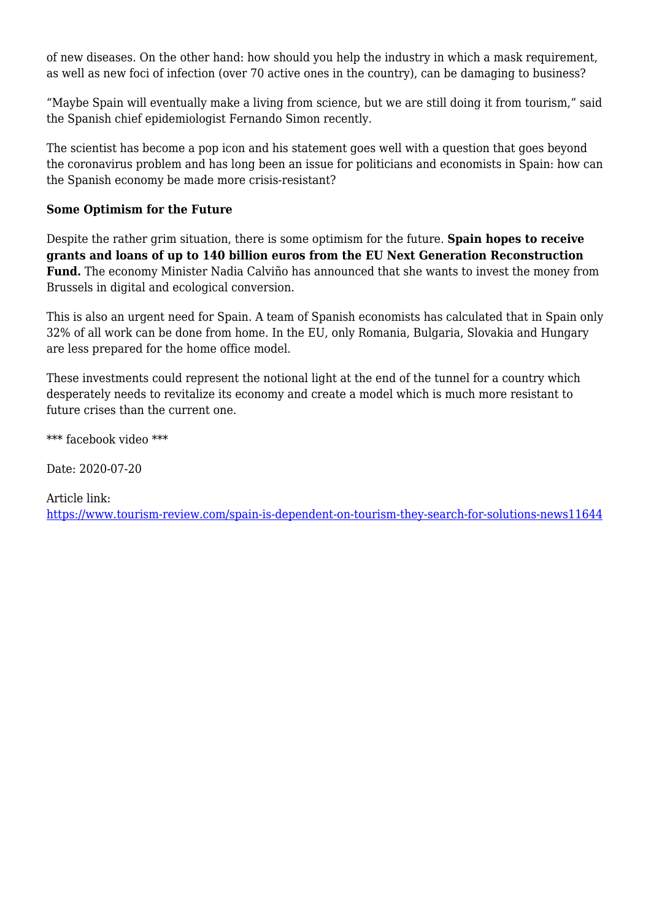of new diseases. On the other hand: how should you help the industry in which a mask requirement, as well as new foci of infection (over 70 active ones in the country), can be damaging to business?

"Maybe Spain will eventually make a living from science, but we are still doing it from tourism," said the Spanish chief epidemiologist Fernando Simon recently.

The scientist has become a pop icon and his statement goes well with a question that goes beyond the coronavirus problem and has long been an issue for politicians and economists in Spain: how can the Spanish economy be made more crisis-resistant?

**Some Optimism for the Future**

Despite the rather grim situation, there is some optimism for the future. **Spain hopes to receive grants and loans of up to 140 billion euros from the EU Next Generation Reconstruction Fund.** The economy Minister Nadia Calviño has announced that she wants to invest the money from Brussels in digital and ecological conversion.

This is also an urgent need for Spain. A team of Spanish economists has calculated that in Spain only 32% of all work can be done from home. In the EU, only Romania, Bulgaria, Slovakia and Hungary are less prepared for the home office model.

These investments could represent the notional light at the end of the tunnel for a country which desperately needs to revitalize its economy and create a model which is much more resistant to future crises than the current one.

*** facebook video ***

Date: 2020-07-20

Article link:
https://www.tourism-review.com/spain-is-dependent-on-tourism-they-search-for-solutions-news11644